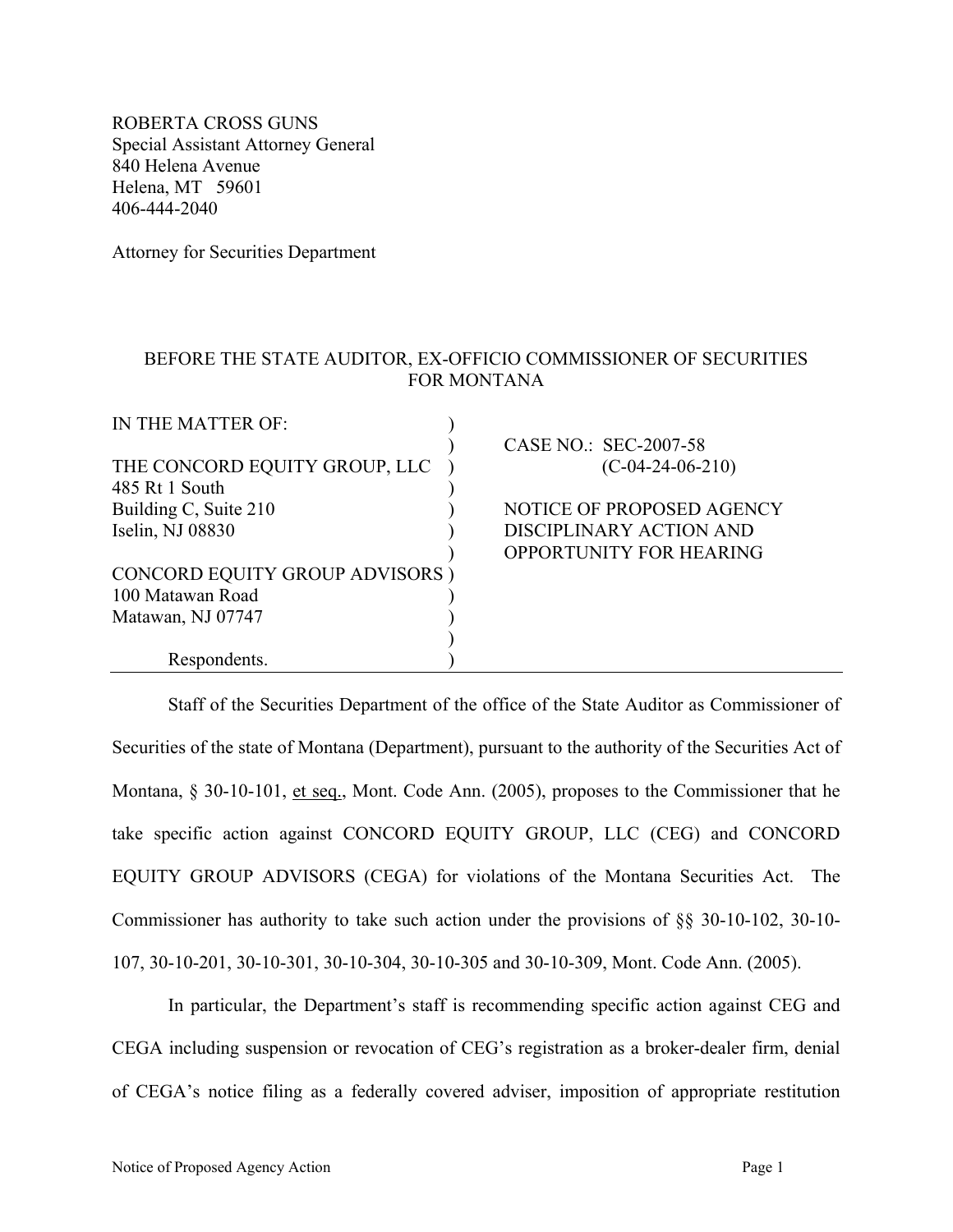ROBERTA CROSS GUNS
Special Assistant Attorney General
840 Helena Avenue
Helena, MT 59601
406-444-2040

Attorney for Securities Department

BEFORE THE STATE AUDITOR, EX-OFFICIO COMMISSIONER OF SECURITIES FOR MONTANA

| | |
|---|---|
| IN THE MATTER OF: | |
| | CASE NO.: SEC-2007-58 |
| THE CONCORD EQUITY GROUP, LLC | (C-04-24-06-210) |
| 485 Rt 1 South | |
| Building C, Suite 210 | NOTICE OF PROPOSED AGENCY |
| Iselin, NJ 08830 | DISCIPLINARY ACTION AND |
| | OPPORTUNITY FOR HEARING |
| CONCORD EQUITY GROUP ADVISORS | |
| 100 Matawan Road | |
| Matawan, NJ 07747 | |
| | |
| Respondents. | |

Staff of the Securities Department of the office of the State Auditor as Commissioner of Securities of the state of Montana (Department), pursuant to the authority of the Securities Act of Montana, § 30-10-101, et seq., Mont. Code Ann. (2005), proposes to the Commissioner that he take specific action against CONCORD EQUITY GROUP, LLC (CEG) and CONCORD EQUITY GROUP ADVISORS (CEGA) for violations of the Montana Securities Act. The Commissioner has authority to take such action under the provisions of §§ 30-10-102, 30-10-107, 30-10-201, 30-10-301, 30-10-304, 30-10-305 and 30-10-309, Mont. Code Ann. (2005).

In particular, the Department's staff is recommending specific action against CEG and CEGA including suspension or revocation of CEG's registration as a broker-dealer firm, denial of CEGA's notice filing as a federally covered adviser, imposition of appropriate restitution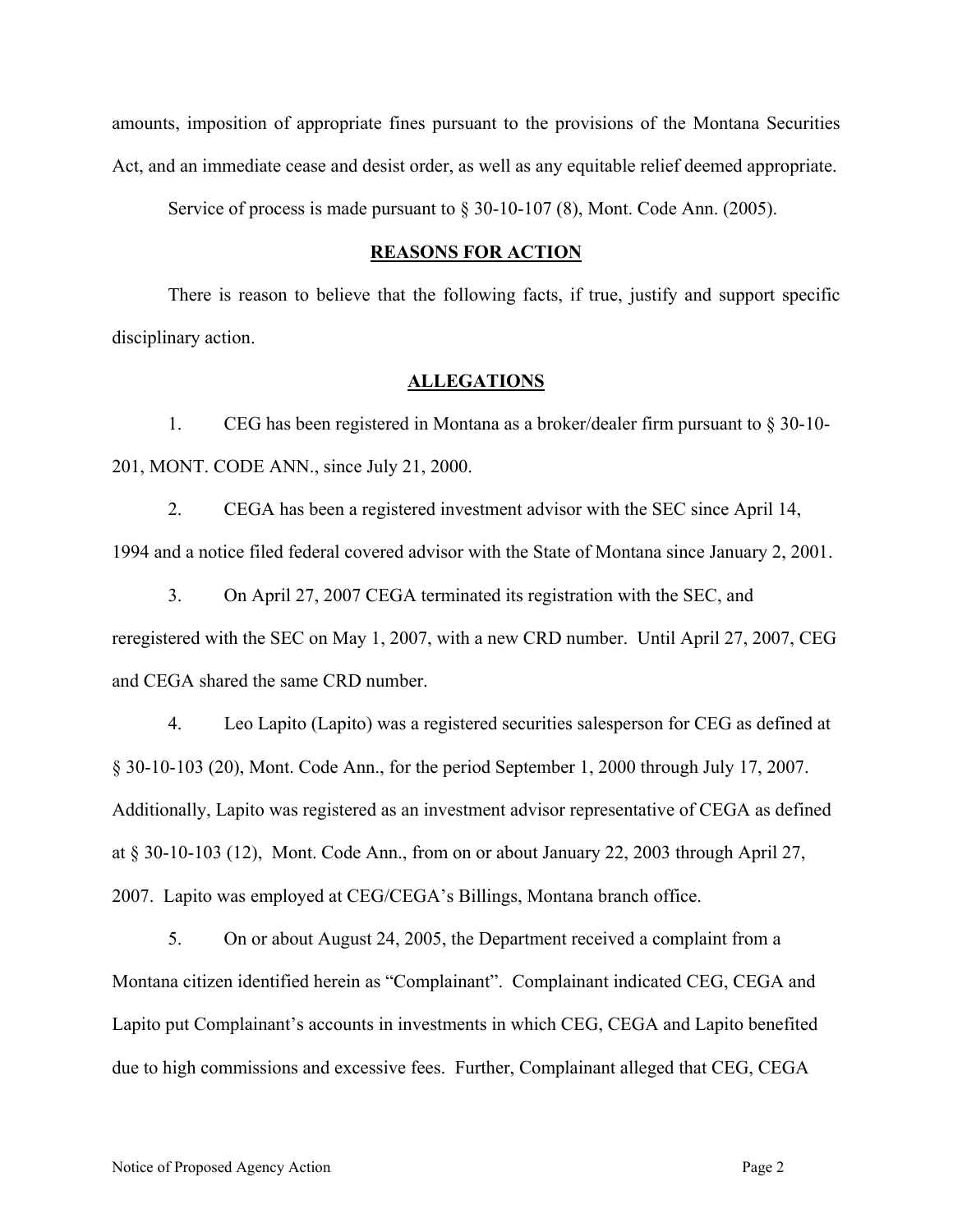amounts, imposition of appropriate fines pursuant to the provisions of the Montana Securities Act, and an immediate cease and desist order, as well as any equitable relief deemed appropriate.

Service of process is made pursuant to § 30-10-107 (8), Mont. Code Ann. (2005).

## REASONS FOR ACTION

There is reason to believe that the following facts, if true, justify and support specific disciplinary action.

## ALLEGATIONS

1. CEG has been registered in Montana as a broker/dealer firm pursuant to § 30-10-201, MONT. CODE ANN., since July 21, 2000.

2. CEGA has been a registered investment advisor with the SEC since April 14, 1994 and a notice filed federal covered advisor with the State of Montana since January 2, 2001.

3. On April 27, 2007 CEGA terminated its registration with the SEC, and reregistered with the SEC on May 1, 2007, with a new CRD number. Until April 27, 2007, CEG and CEGA shared the same CRD number.

4. Leo Lapito (Lapito) was a registered securities salesperson for CEG as defined at § 30-10-103 (20), Mont. Code Ann., for the period September 1, 2000 through July 17, 2007. Additionally, Lapito was registered as an investment advisor representative of CEGA as defined at § 30-10-103 (12), Mont. Code Ann., from on or about January 22, 2003 through April 27, 2007. Lapito was employed at CEG/CEGA's Billings, Montana branch office.

5. On or about August 24, 2005, the Department received a complaint from a Montana citizen identified herein as "Complainant". Complainant indicated CEG, CEGA and Lapito put Complainant's accounts in investments in which CEG, CEGA and Lapito benefited due to high commissions and excessive fees. Further, Complainant alleged that CEG, CEGA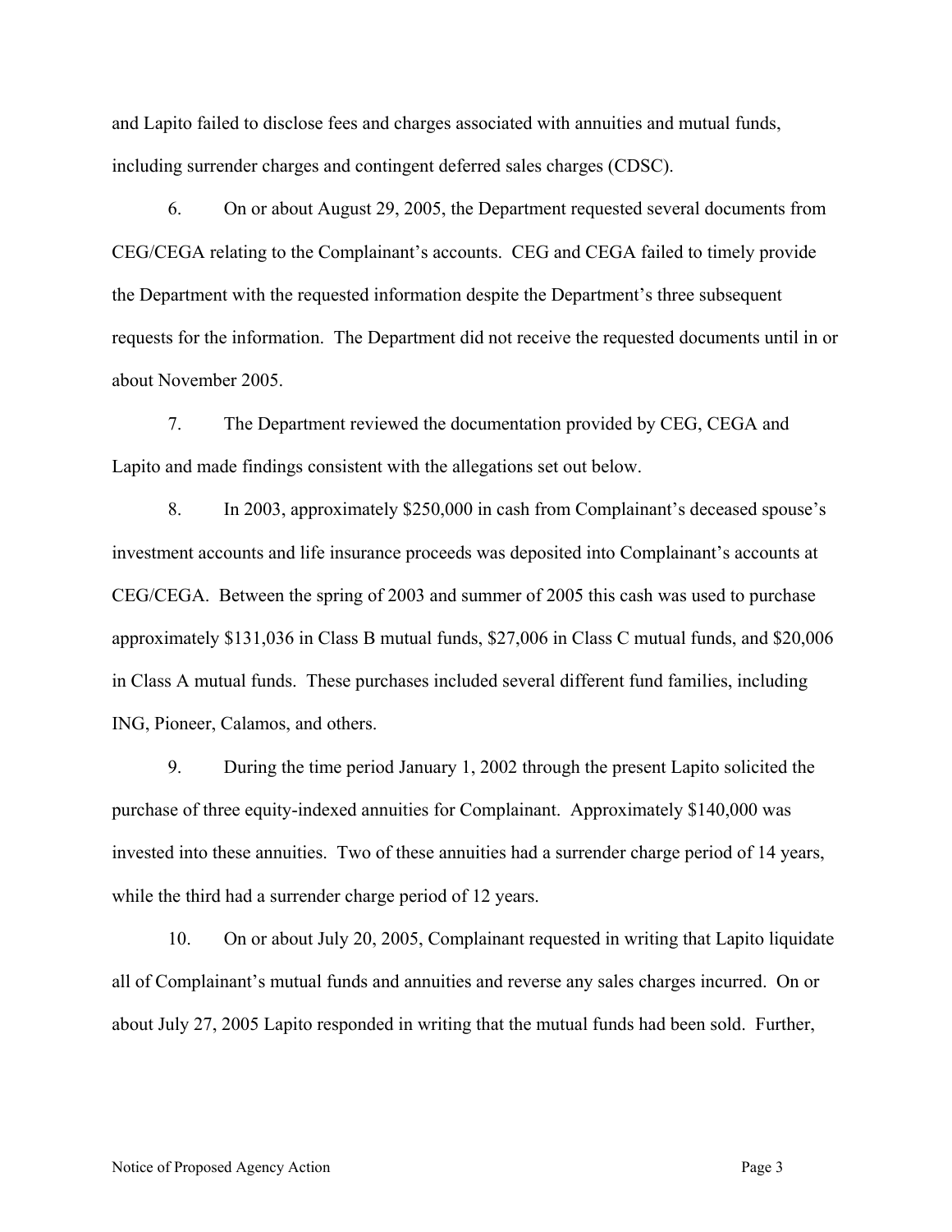and Lapito failed to disclose fees and charges associated with annuities and mutual funds, including surrender charges and contingent deferred sales charges (CDSC).

6. On or about August 29, 2005, the Department requested several documents from CEG/CEGA relating to the Complainant's accounts. CEG and CEGA failed to timely provide the Department with the requested information despite the Department's three subsequent requests for the information. The Department did not receive the requested documents until in or about November 2005.

7. The Department reviewed the documentation provided by CEG, CEGA and Lapito and made findings consistent with the allegations set out below.

8. In 2003, approximately $250,000 in cash from Complainant's deceased spouse's investment accounts and life insurance proceeds was deposited into Complainant's accounts at CEG/CEGA. Between the spring of 2003 and summer of 2005 this cash was used to purchase approximately $131,036 in Class B mutual funds, $27,006 in Class C mutual funds, and $20,006 in Class A mutual funds. These purchases included several different fund families, including ING, Pioneer, Calamos, and others.

9. During the time period January 1, 2002 through the present Lapito solicited the purchase of three equity-indexed annuities for Complainant. Approximately $140,000 was invested into these annuities. Two of these annuities had a surrender charge period of 14 years, while the third had a surrender charge period of 12 years.

10. On or about July 20, 2005, Complainant requested in writing that Lapito liquidate all of Complainant's mutual funds and annuities and reverse any sales charges incurred. On or about July 27, 2005 Lapito responded in writing that the mutual funds had been sold. Further,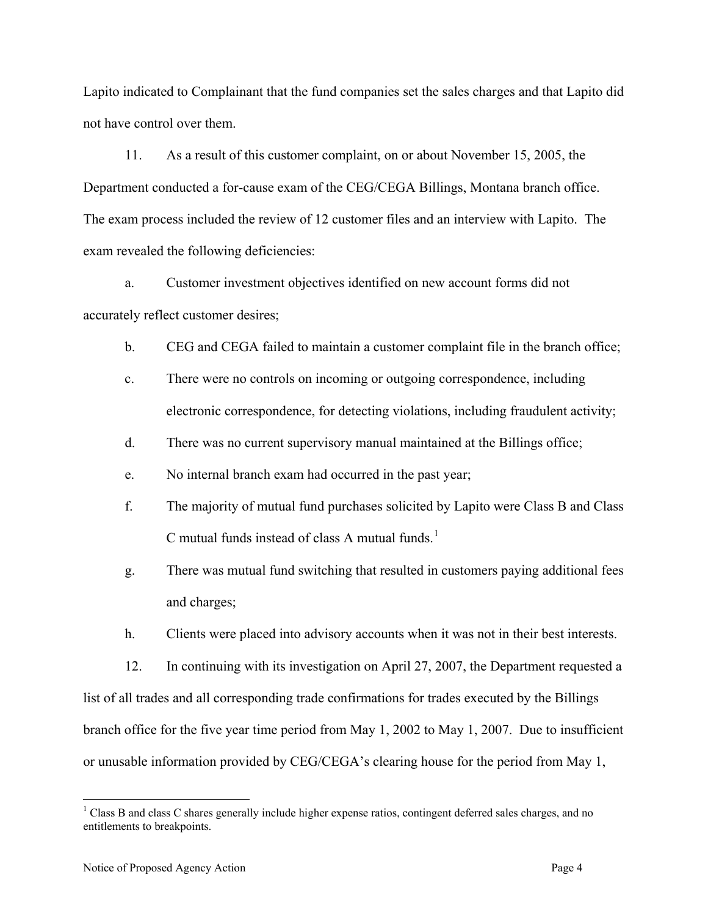Lapito indicated to Complainant that the fund companies set the sales charges and that Lapito did not have control over them.

11. As a result of this customer complaint, on or about November 15, 2005, the Department conducted a for-cause exam of the CEG/CEGA Billings, Montana branch office. The exam process included the review of 12 customer files and an interview with Lapito. The exam revealed the following deficiencies:

a. Customer investment objectives identified on new account forms did not accurately reflect customer desires;

b. CEG and CEGA failed to maintain a customer complaint file in the branch office;

c. There were no controls on incoming or outgoing correspondence, including electronic correspondence, for detecting violations, including fraudulent activity;

d. There was no current supervisory manual maintained at the Billings office;

e. No internal branch exam had occurred in the past year;

f. The majority of mutual fund purchases solicited by Lapito were Class B and Class C mutual funds instead of class A mutual funds.[1]

g. There was mutual fund switching that resulted in customers paying additional fees and charges;

h. Clients were placed into advisory accounts when it was not in their best interests.

12. In continuing with its investigation on April 27, 2007, the Department requested a list of all trades and all corresponding trade confirmations for trades executed by the Billings branch office for the five year time period from May 1, 2002 to May 1, 2007. Due to insufficient or unusable information provided by CEG/CEGA's clearing house for the period from May 1,

---

[1] Class B and class C shares generally include higher expense ratios, contingent deferred sales charges, and no entitlements to breakpoints.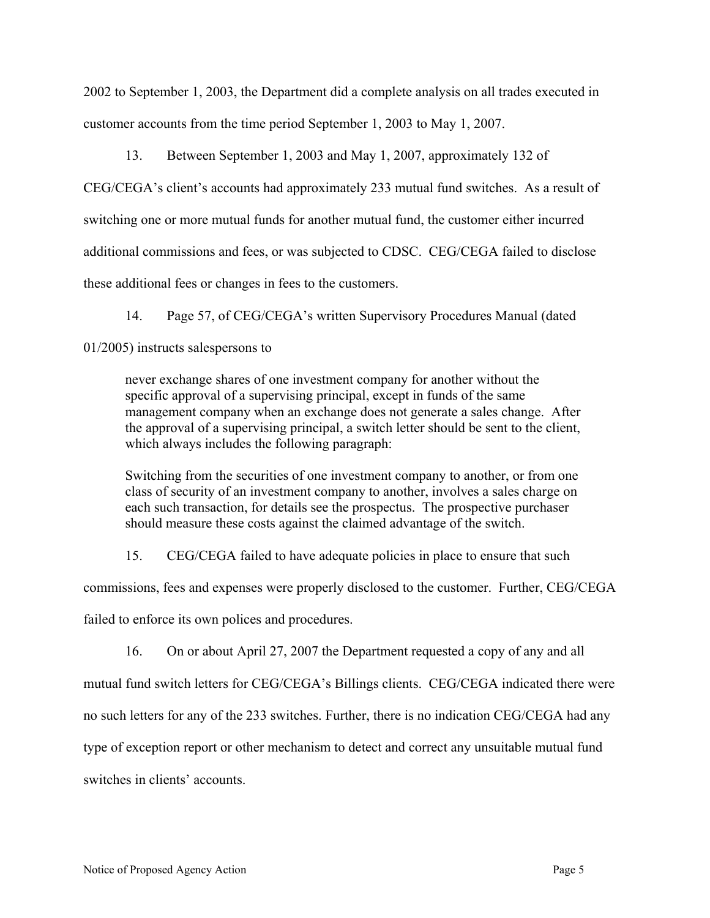2002 to September 1, 2003, the Department did a complete analysis on all trades executed in customer accounts from the time period September 1, 2003 to May 1, 2007.

13. Between September 1, 2003 and May 1, 2007, approximately 132 of CEG/CEGA's client's accounts had approximately 233 mutual fund switches. As a result of switching one or more mutual funds for another mutual fund, the customer either incurred additional commissions and fees, or was subjected to CDSC. CEG/CEGA failed to disclose these additional fees or changes in fees to the customers.

14. Page 57, of CEG/CEGA's written Supervisory Procedures Manual (dated 01/2005) instructs salespersons to

> never exchange shares of one investment company for another without the specific approval of a supervising principal, except in funds of the same management company when an exchange does not generate a sales change. After the approval of a supervising principal, a switch letter should be sent to the client, which always includes the following paragraph:
>
> Switching from the securities of one investment company to another, or from one class of security of an investment company to another, involves a sales charge on each such transaction, for details see the prospectus. The prospective purchaser should measure these costs against the claimed advantage of the switch.

15. CEG/CEGA failed to have adequate policies in place to ensure that such commissions, fees and expenses were properly disclosed to the customer. Further, CEG/CEGA failed to enforce its own polices and procedures.

16. On or about April 27, 2007 the Department requested a copy of any and all mutual fund switch letters for CEG/CEGA's Billings clients. CEG/CEGA indicated there were no such letters for any of the 233 switches. Further, there is no indication CEG/CEGA had any type of exception report or other mechanism to detect and correct any unsuitable mutual fund switches in clients' accounts.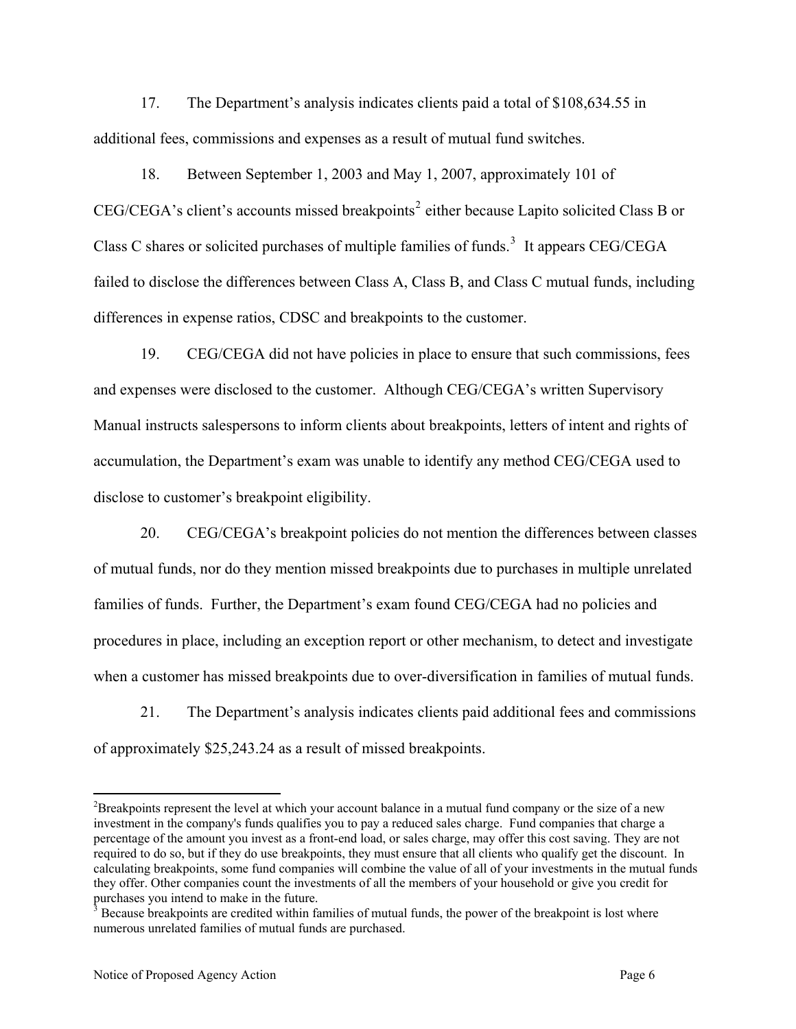17. The Department's analysis indicates clients paid a total of $108,634.55 in additional fees, commissions and expenses as a result of mutual fund switches.

18. Between September 1, 2003 and May 1, 2007, approximately 101 of CEG/CEGA's client's accounts missed breakpoints[2] either because Lapito solicited Class B or Class C shares or solicited purchases of multiple families of funds.[3] It appears CEG/CEGA failed to disclose the differences between Class A, Class B, and Class C mutual funds, including differences in expense ratios, CDSC and breakpoints to the customer.

19. CEG/CEGA did not have policies in place to ensure that such commissions, fees and expenses were disclosed to the customer. Although CEG/CEGA's written Supervisory Manual instructs salespersons to inform clients about breakpoints, letters of intent and rights of accumulation, the Department's exam was unable to identify any method CEG/CEGA used to disclose to customer's breakpoint eligibility.

20. CEG/CEGA's breakpoint policies do not mention the differences between classes of mutual funds, nor do they mention missed breakpoints due to purchases in multiple unrelated families of funds. Further, the Department's exam found CEG/CEGA had no policies and procedures in place, including an exception report or other mechanism, to detect and investigate when a customer has missed breakpoints due to over-diversification in families of mutual funds.

21. The Department's analysis indicates clients paid additional fees and commissions of approximately $25,243.24 as a result of missed breakpoints.

---

[2] Breakpoints represent the level at which your account balance in a mutual fund company or the size of a new investment in the company's funds qualifies you to pay a reduced sales charge. Fund companies that charge a percentage of the amount you invest as a front-end load, or sales charge, may offer this cost saving. They are not required to do so, but if they do use breakpoints, they must ensure that all clients who qualify get the discount. In calculating breakpoints, some fund companies will combine the value of all of your investments in the mutual funds they offer. Other companies count the investments of all the members of your household or give you credit for purchases you intend to make in the future.

[3] Because breakpoints are credited within families of mutual funds, the power of the breakpoint is lost where numerous unrelated families of mutual funds are purchased.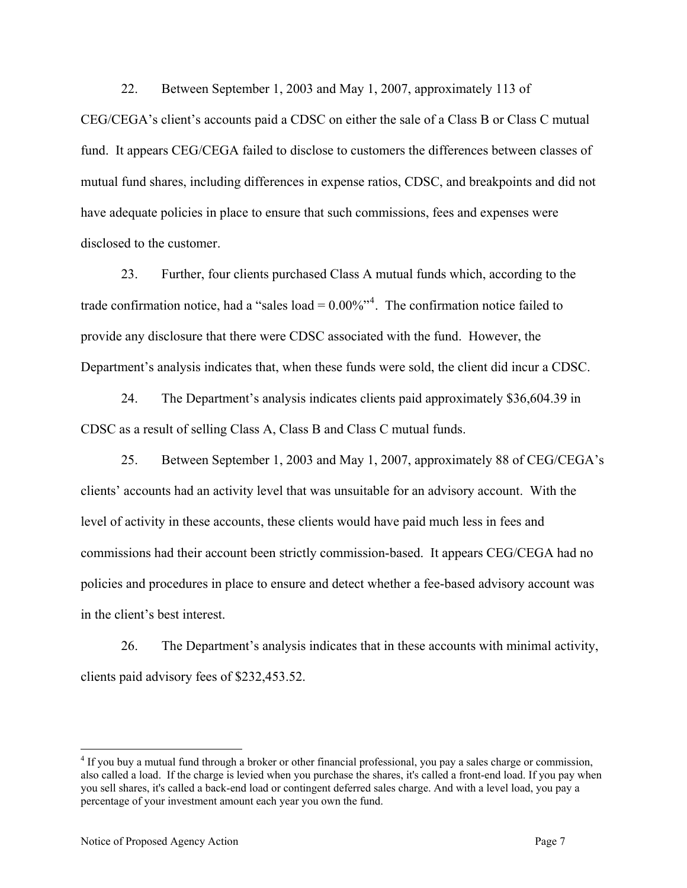22. Between September 1, 2003 and May 1, 2007, approximately 113 of CEG/CEGA's client's accounts paid a CDSC on either the sale of a Class B or Class C mutual fund. It appears CEG/CEGA failed to disclose to customers the differences between classes of mutual fund shares, including differences in expense ratios, CDSC, and breakpoints and did not have adequate policies in place to ensure that such commissions, fees and expenses were disclosed to the customer.

23. Further, four clients purchased Class A mutual funds which, according to the trade confirmation notice, had a "sales load = 0.00%"[4]. The confirmation notice failed to provide any disclosure that there were CDSC associated with the fund. However, the Department's analysis indicates that, when these funds were sold, the client did incur a CDSC.

24. The Department's analysis indicates clients paid approximately $36,604.39 in CDSC as a result of selling Class A, Class B and Class C mutual funds.

25. Between September 1, 2003 and May 1, 2007, approximately 88 of CEG/CEGA's clients' accounts had an activity level that was unsuitable for an advisory account. With the level of activity in these accounts, these clients would have paid much less in fees and commissions had their account been strictly commission-based. It appears CEG/CEGA had no policies and procedures in place to ensure and detect whether a fee-based advisory account was in the client's best interest.

26. The Department's analysis indicates that in these accounts with minimal activity, clients paid advisory fees of $232,453.52.

---

[4] If you buy a mutual fund through a broker or other financial professional, you pay a sales charge or commission, also called a load. If the charge is levied when you purchase the shares, it's called a front-end load. If you pay when you sell shares, it's called a back-end load or contingent deferred sales charge. And with a level load, you pay a percentage of your investment amount each year you own the fund.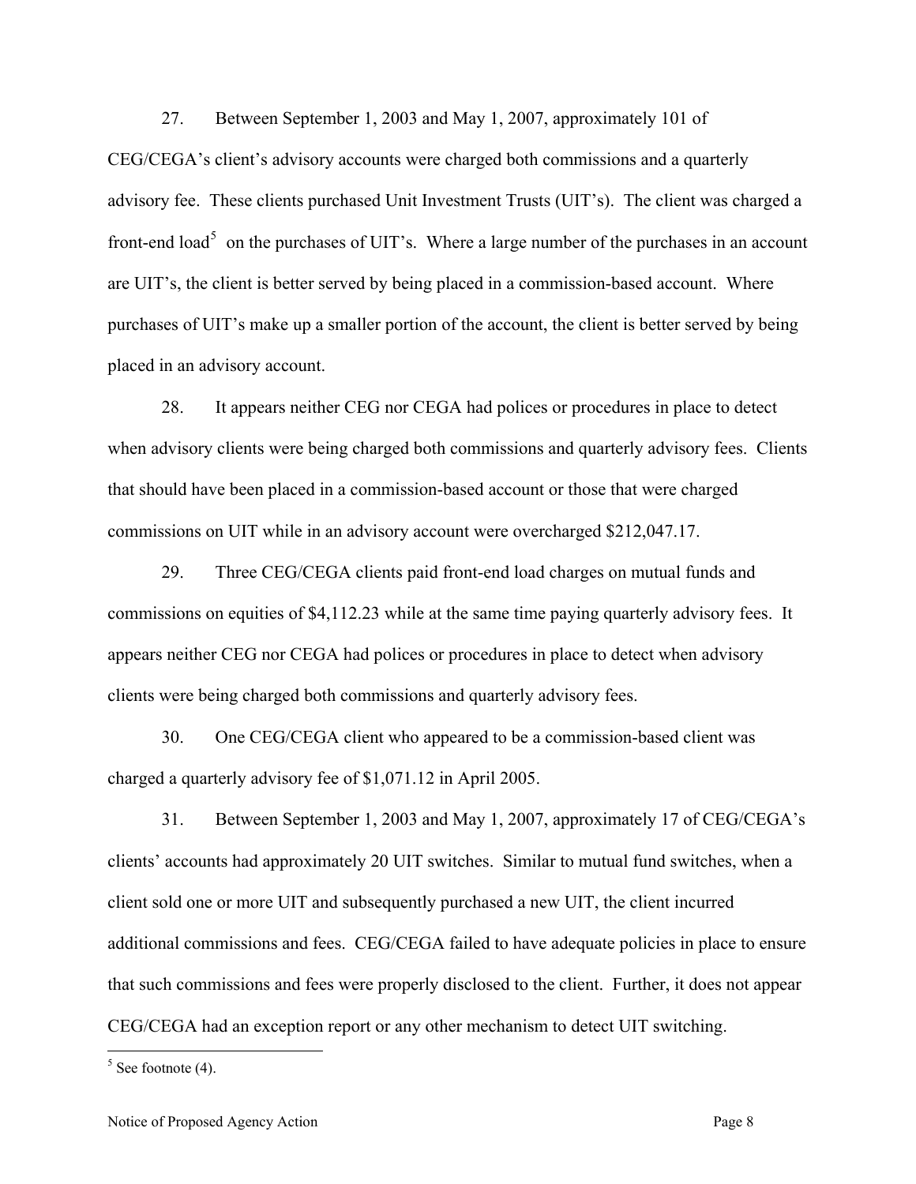27. Between September 1, 2003 and May 1, 2007, approximately 101 of CEG/CEGA's client's advisory accounts were charged both commissions and a quarterly advisory fee. These clients purchased Unit Investment Trusts (UIT's). The client was charged a front-end load[5] on the purchases of UIT's. Where a large number of the purchases in an account are UIT's, the client is better served by being placed in a commission-based account. Where purchases of UIT's make up a smaller portion of the account, the client is better served by being placed in an advisory account.

28. It appears neither CEG nor CEGA had polices or procedures in place to detect when advisory clients were being charged both commissions and quarterly advisory fees. Clients that should have been placed in a commission-based account or those that were charged commissions on UIT while in an advisory account were overcharged $212,047.17.

29. Three CEG/CEGA clients paid front-end load charges on mutual funds and commissions on equities of $4,112.23 while at the same time paying quarterly advisory fees. It appears neither CEG nor CEGA had polices or procedures in place to detect when advisory clients were being charged both commissions and quarterly advisory fees.

30. One CEG/CEGA client who appeared to be a commission-based client was charged a quarterly advisory fee of $1,071.12 in April 2005.

31. Between September 1, 2003 and May 1, 2007, approximately 17 of CEG/CEGA's clients' accounts had approximately 20 UIT switches. Similar to mutual fund switches, when a client sold one or more UIT and subsequently purchased a new UIT, the client incurred additional commissions and fees. CEG/CEGA failed to have adequate policies in place to ensure that such commissions and fees were properly disclosed to the client. Further, it does not appear CEG/CEGA had an exception report or any other mechanism to detect UIT switching.

[5] See footnote (4).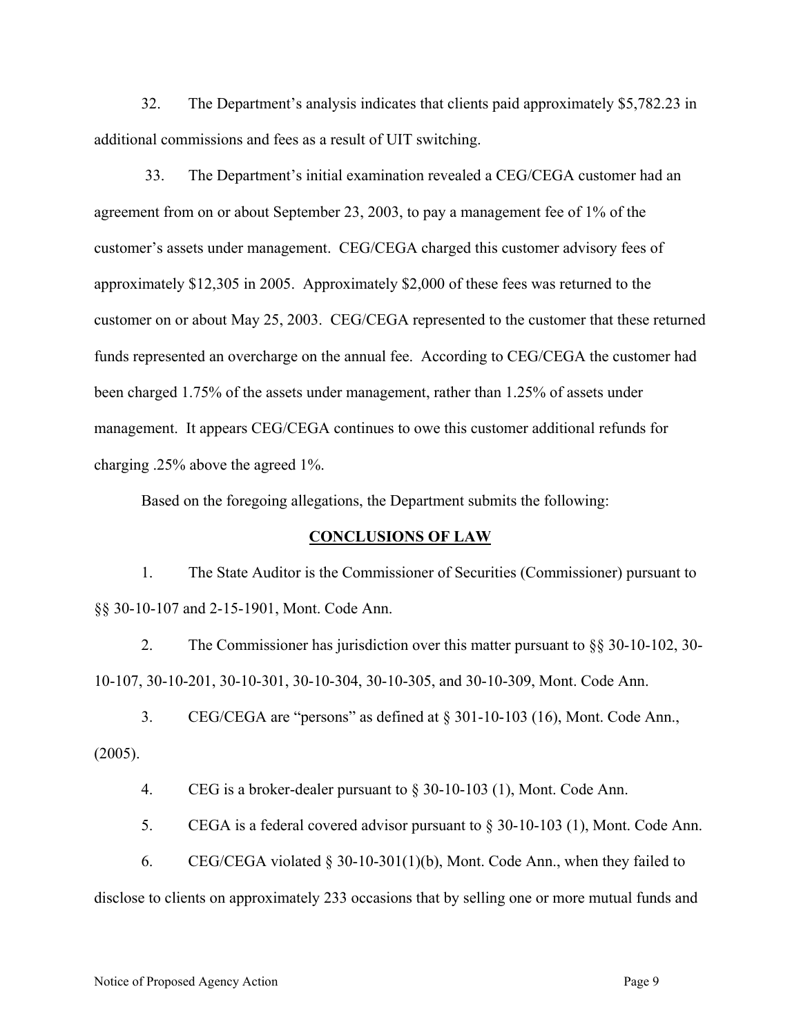32. The Department's analysis indicates that clients paid approximately $5,782.23 in additional commissions and fees as a result of UIT switching.

33. The Department's initial examination revealed a CEG/CEGA customer had an agreement from on or about September 23, 2003, to pay a management fee of 1% of the customer's assets under management. CEG/CEGA charged this customer advisory fees of approximately $12,305 in 2005. Approximately $2,000 of these fees was returned to the customer on or about May 25, 2003. CEG/CEGA represented to the customer that these returned funds represented an overcharge on the annual fee. According to CEG/CEGA the customer had been charged 1.75% of the assets under management, rather than 1.25% of assets under management. It appears CEG/CEGA continues to owe this customer additional refunds for charging .25% above the agreed 1%.

Based on the foregoing allegations, the Department submits the following:

## CONCLUSIONS OF LAW

1. The State Auditor is the Commissioner of Securities (Commissioner) pursuant to §§ 30-10-107 and 2-15-1901, Mont. Code Ann.

2. The Commissioner has jurisdiction over this matter pursuant to §§ 30-10-102, 30-10-107, 30-10-201, 30-10-301, 30-10-304, 30-10-305, and 30-10-309, Mont. Code Ann.

3. CEG/CEGA are "persons" as defined at § 301-10-103 (16), Mont. Code Ann., (2005).

4. CEG is a broker-dealer pursuant to § 30-10-103 (1), Mont. Code Ann.

5. CEGA is a federal covered advisor pursuant to § 30-10-103 (1), Mont. Code Ann.

6. CEG/CEGA violated § 30-10-301(1)(b), Mont. Code Ann., when they failed to disclose to clients on approximately 233 occasions that by selling one or more mutual funds and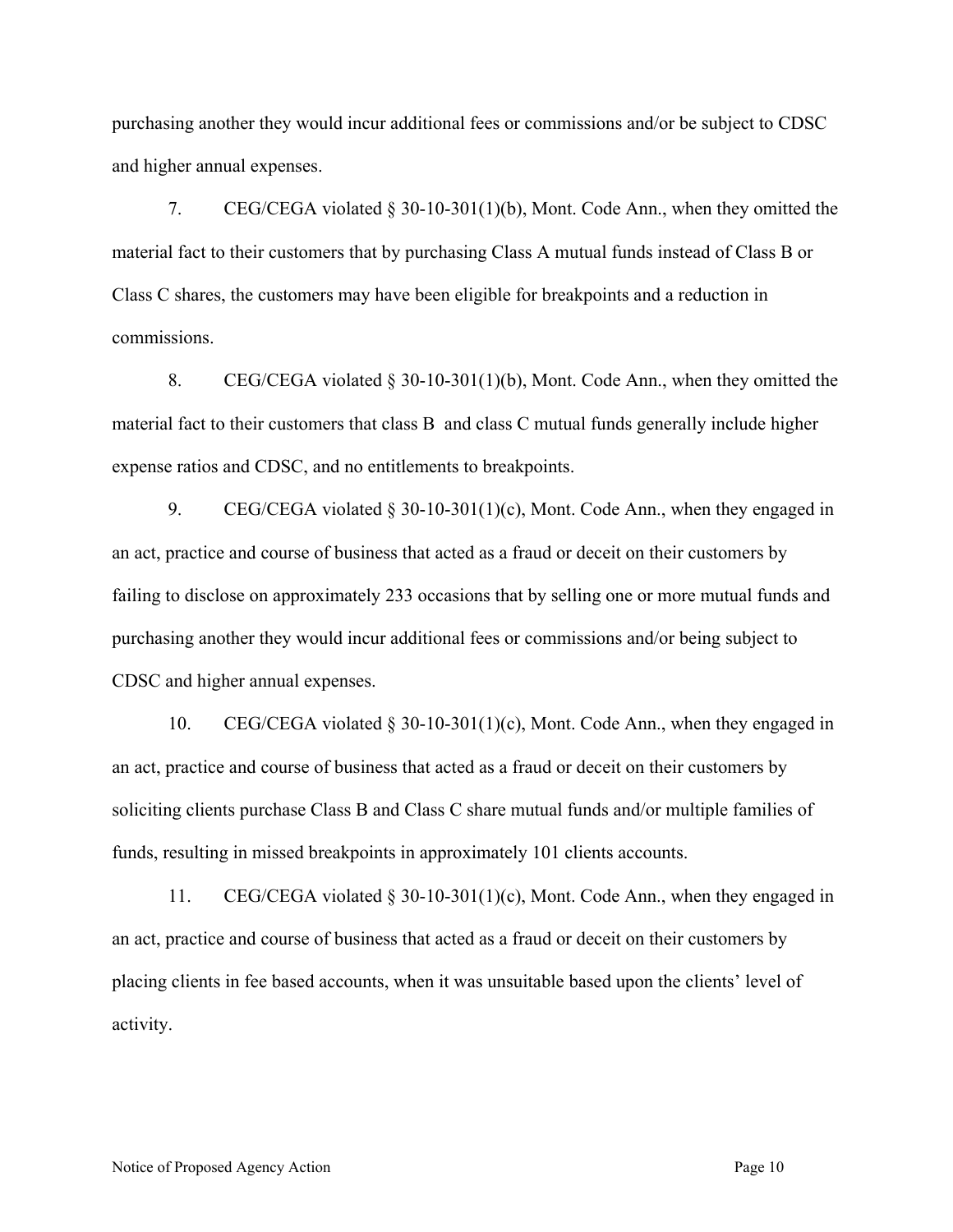purchasing another they would incur additional fees or commissions and/or be subject to CDSC and higher annual expenses.

7. CEG/CEGA violated § 30-10-301(1)(b), Mont. Code Ann., when they omitted the material fact to their customers that by purchasing Class A mutual funds instead of Class B or Class C shares, the customers may have been eligible for breakpoints and a reduction in commissions.

8. CEG/CEGA violated § 30-10-301(1)(b), Mont. Code Ann., when they omitted the material fact to their customers that class B and class C mutual funds generally include higher expense ratios and CDSC, and no entitlements to breakpoints.

9. CEG/CEGA violated § 30-10-301(1)(c), Mont. Code Ann., when they engaged in an act, practice and course of business that acted as a fraud or deceit on their customers by failing to disclose on approximately 233 occasions that by selling one or more mutual funds and purchasing another they would incur additional fees or commissions and/or being subject to CDSC and higher annual expenses.

10. CEG/CEGA violated § 30-10-301(1)(c), Mont. Code Ann., when they engaged in an act, practice and course of business that acted as a fraud or deceit on their customers by soliciting clients purchase Class B and Class C share mutual funds and/or multiple families of funds, resulting in missed breakpoints in approximately 101 clients accounts.

11. CEG/CEGA violated § 30-10-301(1)(c), Mont. Code Ann., when they engaged in an act, practice and course of business that acted as a fraud or deceit on their customers by placing clients in fee based accounts, when it was unsuitable based upon the clients' level of activity.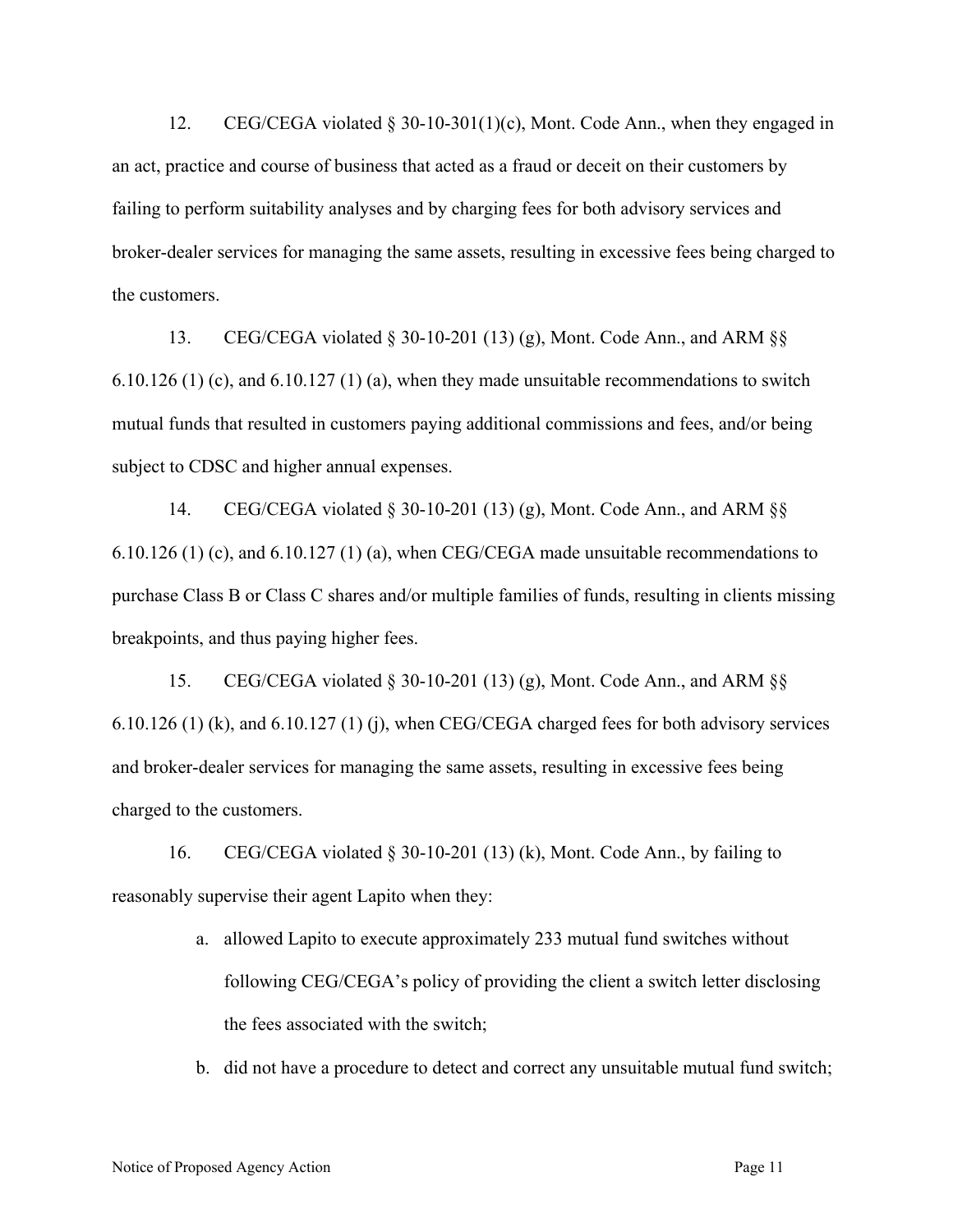12. CEG/CEGA violated § 30-10-301(1)(c), Mont. Code Ann., when they engaged in an act, practice and course of business that acted as a fraud or deceit on their customers by failing to perform suitability analyses and by charging fees for both advisory services and broker-dealer services for managing the same assets, resulting in excessive fees being charged to the customers.

13. CEG/CEGA violated § 30-10-201 (13) (g), Mont. Code Ann., and ARM §§ 6.10.126 (1) (c), and 6.10.127 (1) (a), when they made unsuitable recommendations to switch mutual funds that resulted in customers paying additional commissions and fees, and/or being subject to CDSC and higher annual expenses.

14. CEG/CEGA violated § 30-10-201 (13) (g), Mont. Code Ann., and ARM §§ 6.10.126 (1) (c), and 6.10.127 (1) (a), when CEG/CEGA made unsuitable recommendations to purchase Class B or Class C shares and/or multiple families of funds, resulting in clients missing breakpoints, and thus paying higher fees.

15. CEG/CEGA violated § 30-10-201 (13) (g), Mont. Code Ann., and ARM §§ 6.10.126 (1) (k), and 6.10.127 (1) (j), when CEG/CEGA charged fees for both advisory services and broker-dealer services for managing the same assets, resulting in excessive fees being charged to the customers.

16. CEG/CEGA violated § 30-10-201 (13) (k), Mont. Code Ann., by failing to reasonably supervise their agent Lapito when they:

a. allowed Lapito to execute approximately 233 mutual fund switches without following CEG/CEGA's policy of providing the client a switch letter disclosing the fees associated with the switch;

b. did not have a procedure to detect and correct any unsuitable mutual fund switch;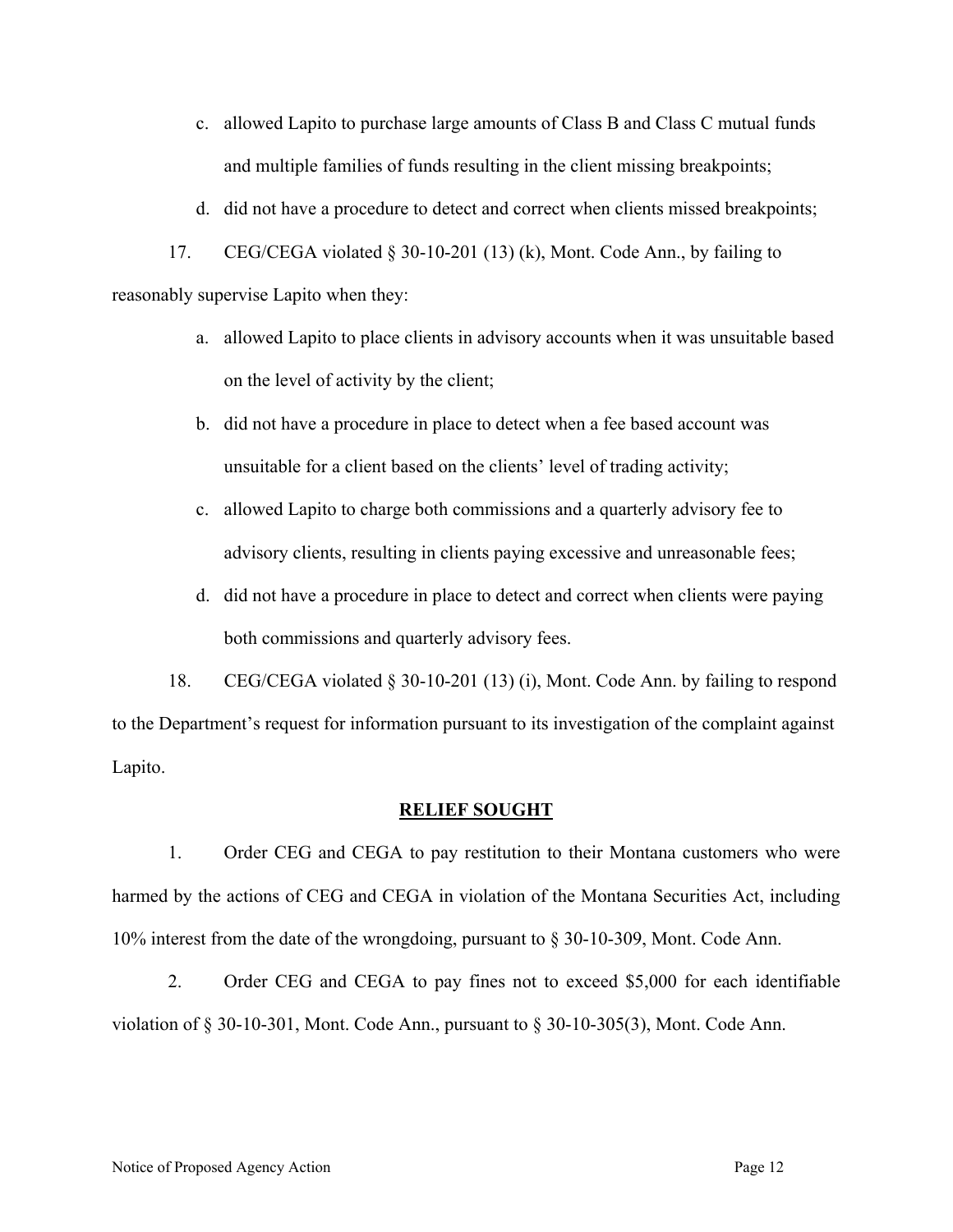c. allowed Lapito to purchase large amounts of Class B and Class C mutual funds and multiple families of funds resulting in the client missing breakpoints;

d. did not have a procedure to detect and correct when clients missed breakpoints;

17. CEG/CEGA violated § 30-10-201 (13) (k), Mont. Code Ann., by failing to reasonably supervise Lapito when they:

a. allowed Lapito to place clients in advisory accounts when it was unsuitable based on the level of activity by the client;

b. did not have a procedure in place to detect when a fee based account was unsuitable for a client based on the clients' level of trading activity;

c. allowed Lapito to charge both commissions and a quarterly advisory fee to advisory clients, resulting in clients paying excessive and unreasonable fees;

d. did not have a procedure in place to detect and correct when clients were paying both commissions and quarterly advisory fees.

18. CEG/CEGA violated § 30-10-201 (13) (i), Mont. Code Ann. by failing to respond to the Department's request for information pursuant to its investigation of the complaint against Lapito.

## RELIEF SOUGHT

1. Order CEG and CEGA to pay restitution to their Montana customers who were harmed by the actions of CEG and CEGA in violation of the Montana Securities Act, including 10% interest from the date of the wrongdoing, pursuant to § 30-10-309, Mont. Code Ann.

2. Order CEG and CEGA to pay fines not to exceed $5,000 for each identifiable violation of § 30-10-301, Mont. Code Ann., pursuant to § 30-10-305(3), Mont. Code Ann.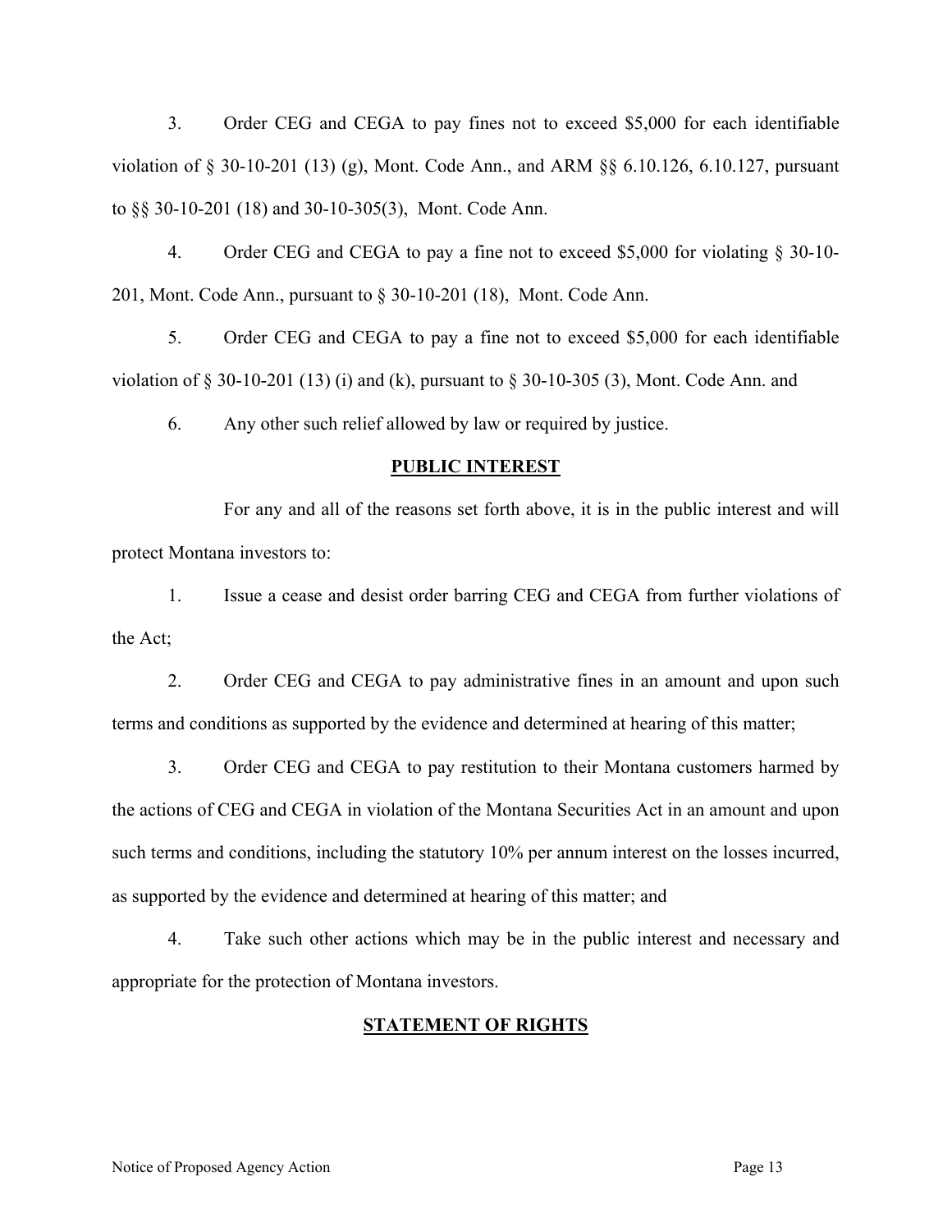3. Order CEG and CEGA to pay fines not to exceed $5,000 for each identifiable violation of § 30-10-201 (13) (g), Mont. Code Ann., and ARM §§ 6.10.126, 6.10.127, pursuant to §§ 30-10-201 (18) and 30-10-305(3), Mont. Code Ann.

4. Order CEG and CEGA to pay a fine not to exceed $5,000 for violating § 30-10-201, Mont. Code Ann., pursuant to § 30-10-201 (18), Mont. Code Ann.

5. Order CEG and CEGA to pay a fine not to exceed $5,000 for each identifiable violation of § 30-10-201 (13) (i) and (k), pursuant to § 30-10-305 (3), Mont. Code Ann. and

6. Any other such relief allowed by law or required by justice.

## PUBLIC INTEREST

For any and all of the reasons set forth above, it is in the public interest and will protect Montana investors to:

1. Issue a cease and desist order barring CEG and CEGA from further violations of the Act;

2. Order CEG and CEGA to pay administrative fines in an amount and upon such terms and conditions as supported by the evidence and determined at hearing of this matter;

3. Order CEG and CEGA to pay restitution to their Montana customers harmed by the actions of CEG and CEGA in violation of the Montana Securities Act in an amount and upon such terms and conditions, including the statutory 10% per annum interest on the losses incurred, as supported by the evidence and determined at hearing of this matter; and

4. Take such other actions which may be in the public interest and necessary and appropriate for the protection of Montana investors.

## STATEMENT OF RIGHTS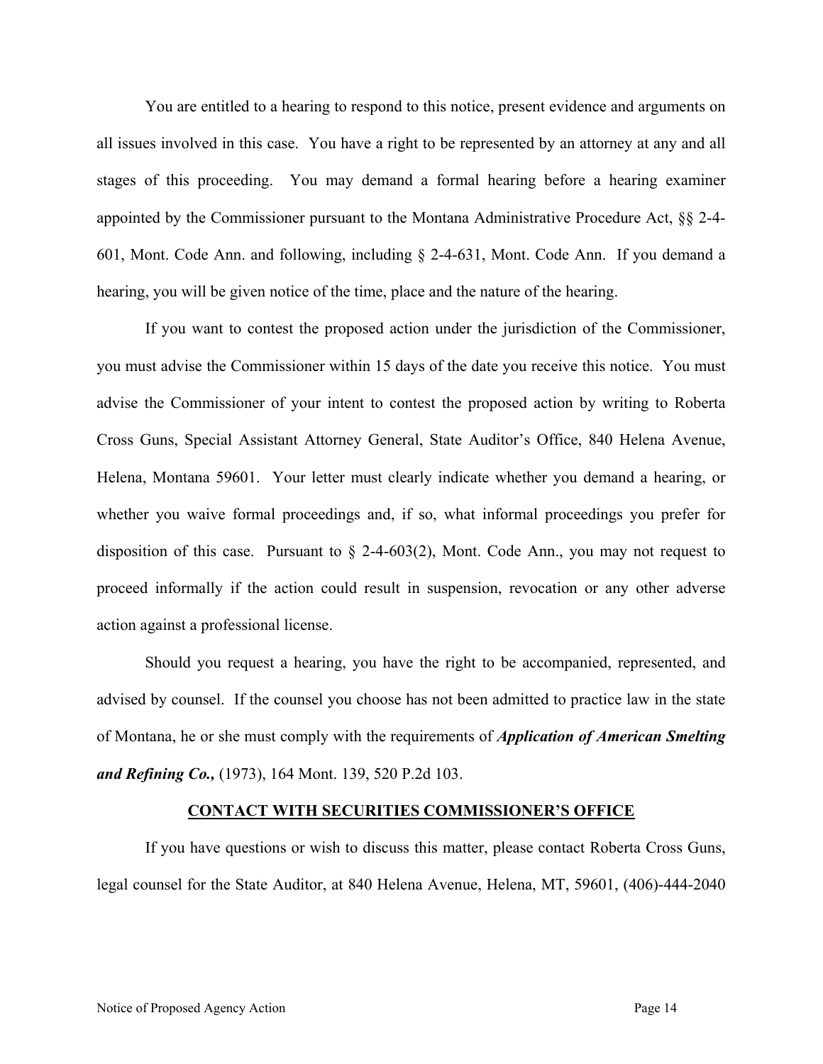You are entitled to a hearing to respond to this notice, present evidence and arguments on all issues involved in this case. You have a right to be represented by an attorney at any and all stages of this proceeding. You may demand a formal hearing before a hearing examiner appointed by the Commissioner pursuant to the Montana Administrative Procedure Act, §§ 2-4-601, Mont. Code Ann. and following, including § 2-4-631, Mont. Code Ann. If you demand a hearing, you will be given notice of the time, place and the nature of the hearing.

If you want to contest the proposed action under the jurisdiction of the Commissioner, you must advise the Commissioner within 15 days of the date you receive this notice. You must advise the Commissioner of your intent to contest the proposed action by writing to Roberta Cross Guns, Special Assistant Attorney General, State Auditor's Office, 840 Helena Avenue, Helena, Montana 59601. Your letter must clearly indicate whether you demand a hearing, or whether you waive formal proceedings and, if so, what informal proceedings you prefer for disposition of this case. Pursuant to § 2-4-603(2), Mont. Code Ann., you may not request to proceed informally if the action could result in suspension, revocation or any other adverse action against a professional license.

Should you request a hearing, you have the right to be accompanied, represented, and advised by counsel. If the counsel you choose has not been admitted to practice law in the state of Montana, he or she must comply with the requirements of ***Application of American Smelting and Refining Co.,*** (1973), 164 Mont. 139, 520 P.2d 103.

**CONTACT WITH SECURITIES COMMISSIONER'S OFFICE**

If you have questions or wish to discuss this matter, please contact Roberta Cross Guns, legal counsel for the State Auditor, at 840 Helena Avenue, Helena, MT, 59601, (406)-444-2040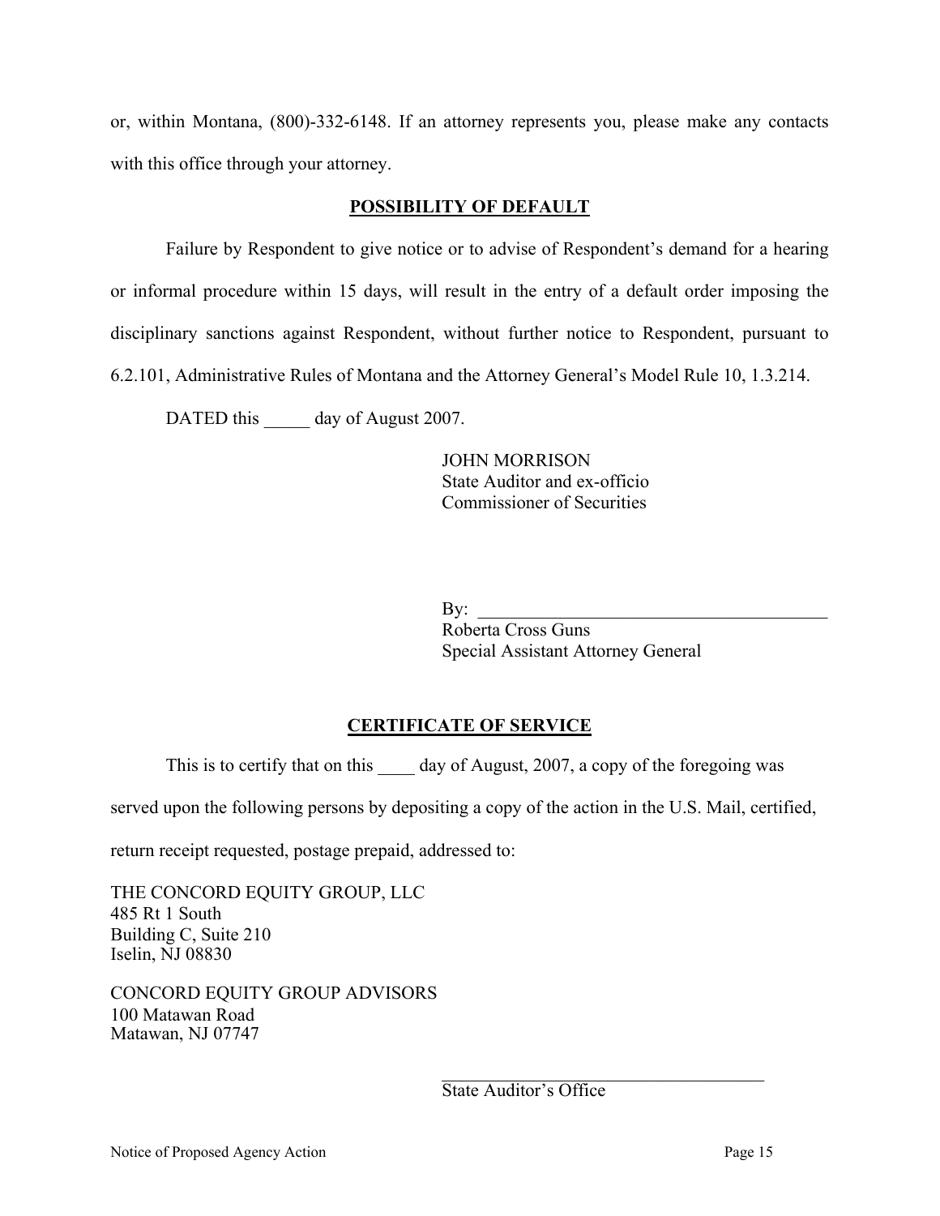or, within Montana, (800)-332-6148. If an attorney represents you, please make any contacts with this office through your attorney.

**POSSIBILITY OF DEFAULT**

Failure by Respondent to give notice or to advise of Respondent's demand for a hearing or informal procedure within 15 days, will result in the entry of a default order imposing the disciplinary sanctions against Respondent, without further notice to Respondent, pursuant to 6.2.101, Administrative Rules of Montana and the Attorney General's Model Rule 10, 1.3.214.

DATED this _____ day of August 2007.

JOHN MORRISON
State Auditor and ex-officio
Commissioner of Securities

By: ________________________________________
Roberta Cross Guns
Special Assistant Attorney General

**CERTIFICATE OF SERVICE**

This is to certify that on this ____ day of August, 2007, a copy of the foregoing was served upon the following persons by depositing a copy of the action in the U.S. Mail, certified, return receipt requested, postage prepaid, addressed to:

THE CONCORD EQUITY GROUP, LLC
485 Rt 1 South
Building C, Suite 210
Iselin, NJ 08830

CONCORD EQUITY GROUP ADVISORS
100 Matawan Road
Matawan, NJ 07747

________________________________________
State Auditor's Office

Notice of Proposed Agency Action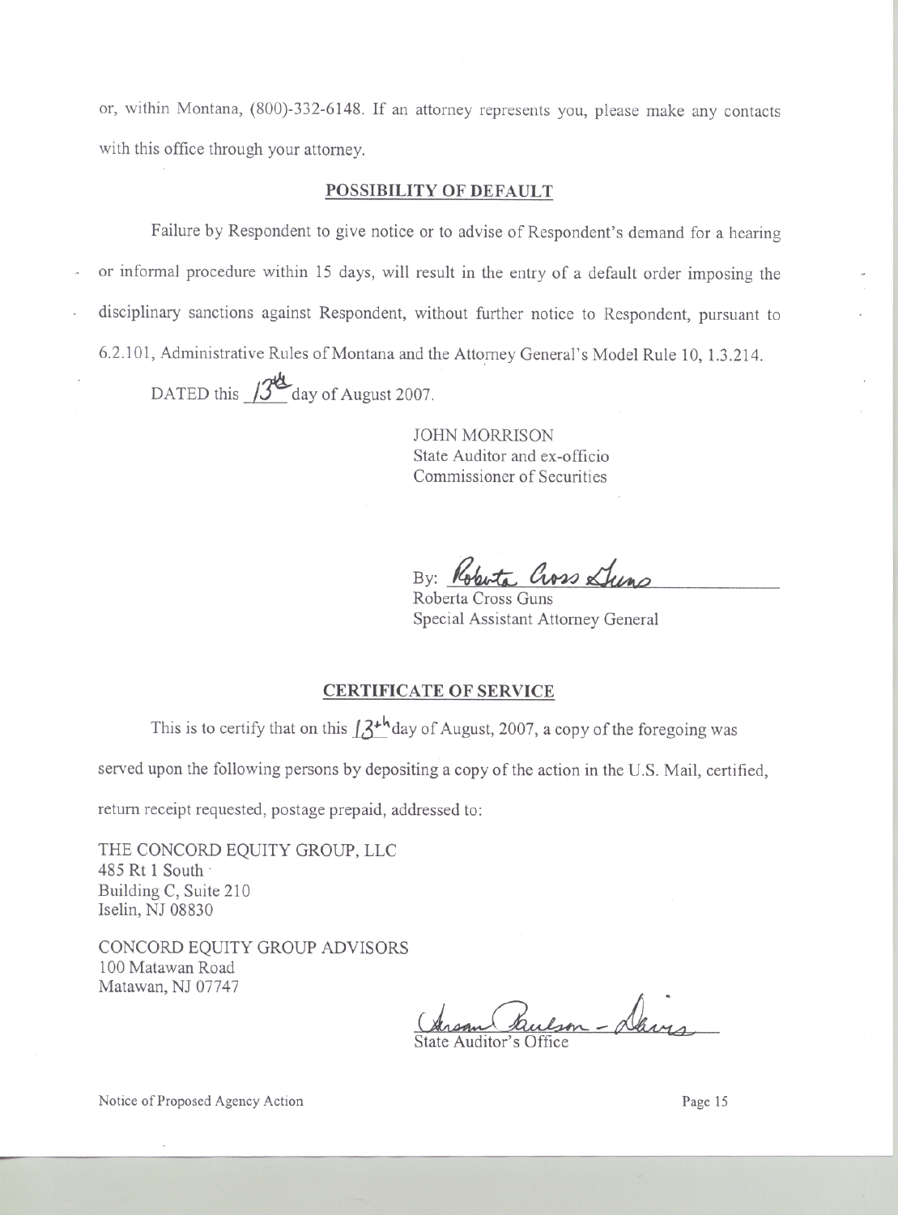or, within Montana, (800)-332-6148. If an attorney represents you, please make any contacts with this office through your attorney.

## POSSIBILITY OF DEFAULT

Failure by Respondent to give notice or to advise of Respondent's demand for a hearing or informal procedure within 15 days, will result in the entry of a default order imposing the disciplinary sanctions against Respondent, without further notice to Respondent, pursuant to 6.2.101, Administrative Rules of Montana and the Attorney General's Model Rule 10, 1.3.214.

DATED this 13th day of August 2007.

JOHN MORRISON
State Auditor and ex-officio
Commissioner of Securities

By: Roberta Cross Guns
Roberta Cross Guns
Special Assistant Attorney General

## CERTIFICATE OF SERVICE

This is to certify that on this 13th day of August, 2007, a copy of the foregoing was served upon the following persons by depositing a copy of the action in the U.S. Mail, certified, return receipt requested, postage prepaid, addressed to:

THE CONCORD EQUITY GROUP, LLC
485 Rt 1 South
Building C, Suite 210
Iselin, NJ 08830

CONCORD EQUITY GROUP ADVISORS
100 Matawan Road
Matawan, NJ 07747

Susan Paulson - Davis
State Auditor's Office

Notice of Proposed Agency Action